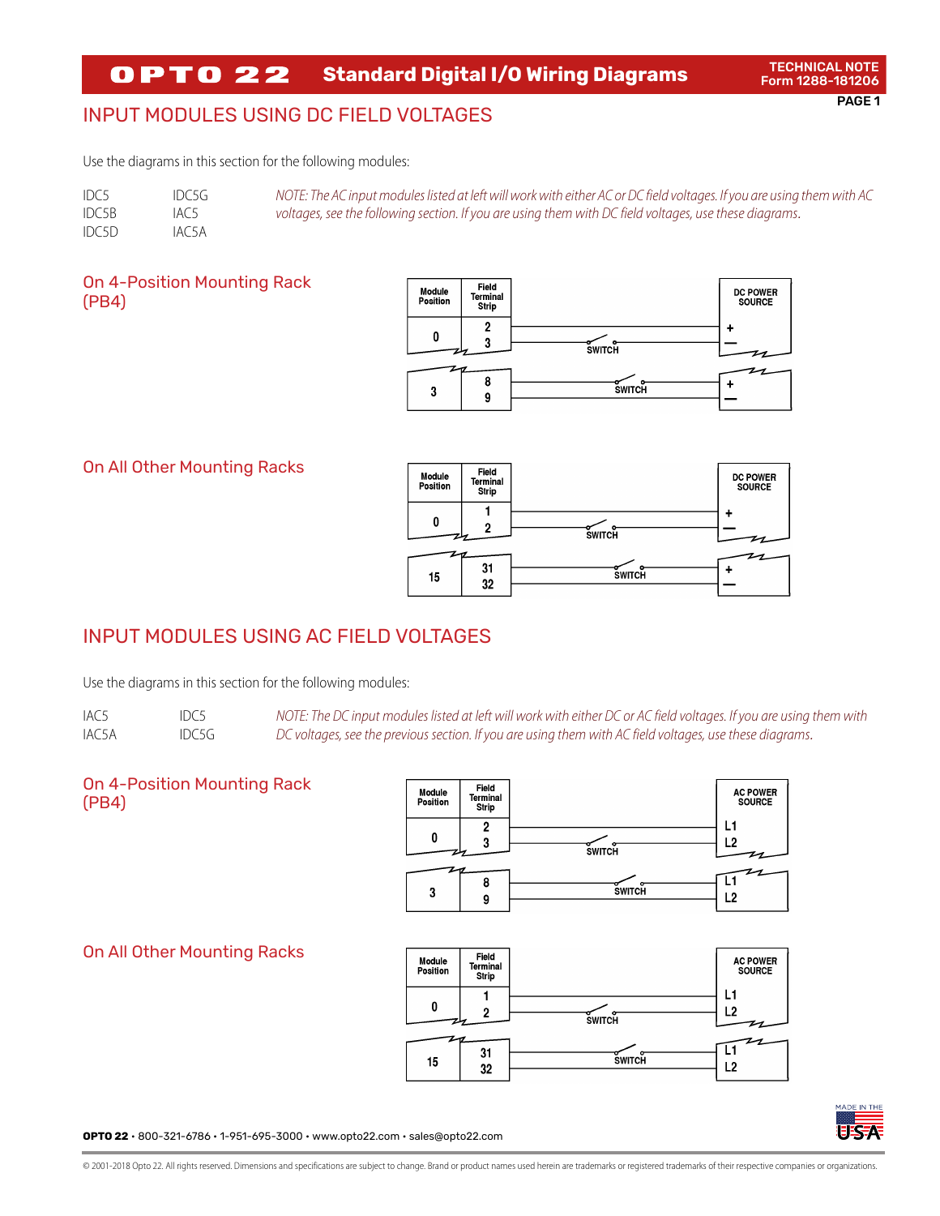# Standard Digital I/O Wiring Diagrams

## INPUT MODULES USING DC FIELD VOLTAGES

Use the diagrams in this section for the following modules:

| | |
|---|---|
| IDC5 | IDC5G |
| IDC5B | IAC5 |
| IDC5D | IAC5A |

*NOTE: The AC input modules listed at left will work with either AC or DC field voltages. If you are using them with AC voltages, see the following section. If you are using them with DC field voltages, use these diagrams.*

### On 4-Position Mounting Rack (PB4)

| Module Position | Field Terminal Strip | | DC POWER SOURCE |
|---|---|---|---|
| 0 | 2 | | + |
| | 3 | SWITCH | — |
| 3 | 8 | SWITCH | + |
| | 9 | | — |

### On All Other Mounting Racks

| Module Position | Field Terminal Strip | | DC POWER SOURCE |
|---|---|---|---|
| 0 | 1 | | + |
| | 2 | SWITCH | — |
| 15 | 31 | SWITCH | + |
| | 32 | | — |

## INPUT MODULES USING AC FIELD VOLTAGES

Use the diagrams in this section for the following modules:

| | |
|---|---|
| IAC5 | IDC5 |
| IAC5A | IDC5G |

*NOTE: The DC input modules listed at left will work with either DC or AC field voltages. If you are using them with DC voltages, see the previous section. If you are using them with AC field voltages, use these diagrams.*

### On 4-Position Mounting Rack (PB4)

| Module Position | Field Terminal Strip | | AC POWER SOURCE |
|---|---|---|---|
| 0 | 2 | | L1 |
| | 3 | SWITCH | L2 |
| 3 | 8 | SWITCH | L1 |
| | 9 | | L2 |

### On All Other Mounting Racks

| Module Position | Field Terminal Strip | | AC POWER SOURCE |
|---|---|---|---|
| 0 | 1 | | L1 |
| | 2 | SWITCH | L2 |
| 15 | 31 | SWITCH | L1 |
| | 32 | | L2 |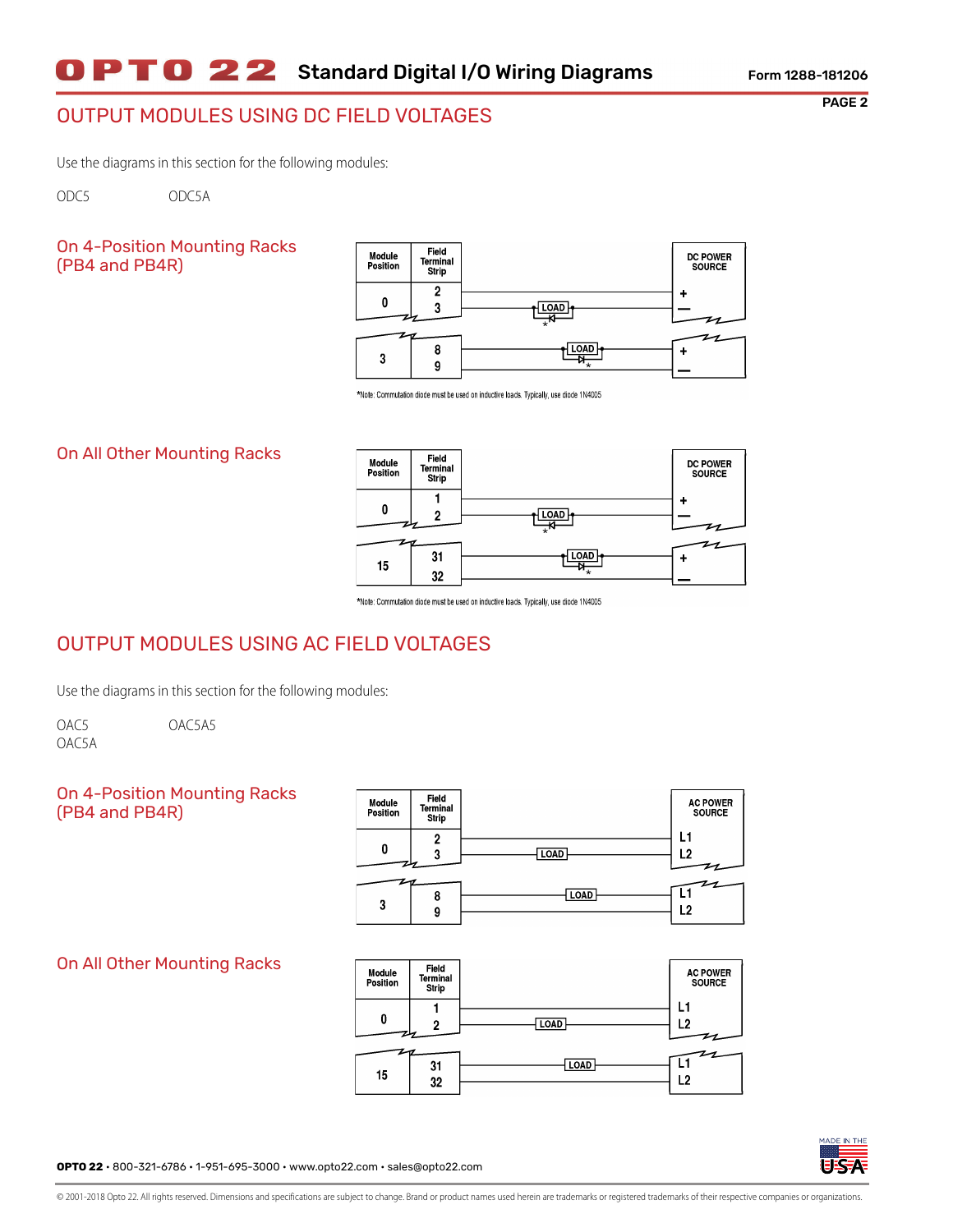## OUTPUT MODULES USING DC FIELD VOLTAGES

Use the diagrams in this section for the following modules:

ODC5 ODC5A

### On 4-Position Mounting Racks (PB4 and PB4R)

Module Position
Field Terminal Strip
DC POWER SOURCE
0
2
3
LOAD
+
—
3
8
9
LOAD
+
—

*Note: Commutation diode must be used on inductive loads. Typically, use diode 1N4005

### On All Other Mounting Racks

Module Position
Field Terminal Strip
DC POWER SOURCE
0
1
2
LOAD
+
—
15
31
32
LOAD
+
—

*Note: Commutation diode must be used on inductive loads. Typically, use diode 1N4005

## OUTPUT MODULES USING AC FIELD VOLTAGES

Use the diagrams in this section for the following modules:

OAC5 OAC5A5
OAC5A

### On 4-Position Mounting Racks (PB4 and PB4R)

Module Position
Field Terminal Strip
AC POWER SOURCE
0
2
3
LOAD
L1
L2
3
8
9
LOAD
L1
L2

### On All Other Mounting Racks

Module Position
Field Terminal Strip
AC POWER SOURCE
0
1
2
LOAD
L1
L2
15
31
32
LOAD
L1
L2

**OPTO 22** • 800-321-6786 • 1-951-695-3000 • www.opto22.com • sales@opto22.com

© 2001-2018 Opto 22. All rights reserved. Dimensions and specifications are subject to change. Brand or product names used herein are trademarks or registered trademarks of their respective companies or organizations.